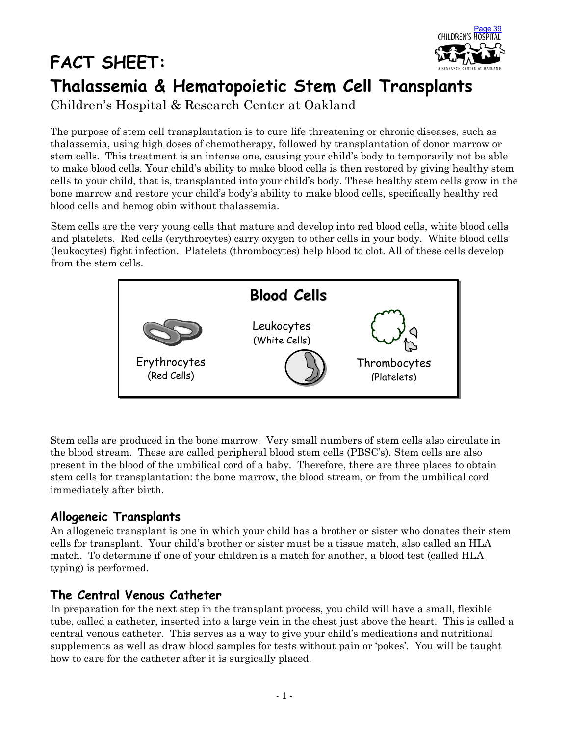# FACT SHEET:
# Thalassemia & Hematopoietic Stem Cell Transplants

Children's Hospital & Research Center at Oakland

The purpose of stem cell transplantation is to cure life threatening or chronic diseases, such as thalassemia, using high doses of chemotherapy, followed by transplantation of donor marrow or stem cells. This treatment is an intense one, causing your child's body to temporarily not be able to make blood cells. Your child's ability to make blood cells is then restored by giving healthy stem cells to your child, that is, transplanted into your child's body. These healthy stem cells grow in the bone marrow and restore your child's body's ability to make blood cells, specifically healthy red blood cells and hemoglobin without thalassemia.

Stem cells are the very young cells that mature and develop into red blood cells, white blood cells and platelets. Red cells (erythrocytes) carry oxygen to other cells in your body. White blood cells (leukocytes) fight infection. Platelets (thrombocytes) help blood to clot. All of these cells develop from the stem cells.

**Blood Cells**

Erythrocytes (Red Cells)

Leukocytes (White Cells)

Thrombocytes (Platelets)

Stem cells are produced in the bone marrow. Very small numbers of stem cells also circulate in the blood stream. These are called peripheral blood stem cells (PBSC's). Stem cells are also present in the blood of the umbilical cord of a baby. Therefore, there are three places to obtain stem cells for transplantation: the bone marrow, the blood stream, or from the umbilical cord immediately after birth.

## Allogeneic Transplants

An allogeneic transplant is one in which your child has a brother or sister who donates their stem cells for transplant. Your child's brother or sister must be a tissue match, also called an HLA match. To determine if one of your children is a match for another, a blood test (called HLA typing) is performed.

## The Central Venous Catheter

In preparation for the next step in the transplant process, you child will have a small, flexible tube, called a catheter, inserted into a large vein in the chest just above the heart. This is called a central venous catheter. This serves as a way to give your child's medications and nutritional supplements as well as draw blood samples for tests without pain or 'pokes'. You will be taught how to care for the catheter after it is surgically placed.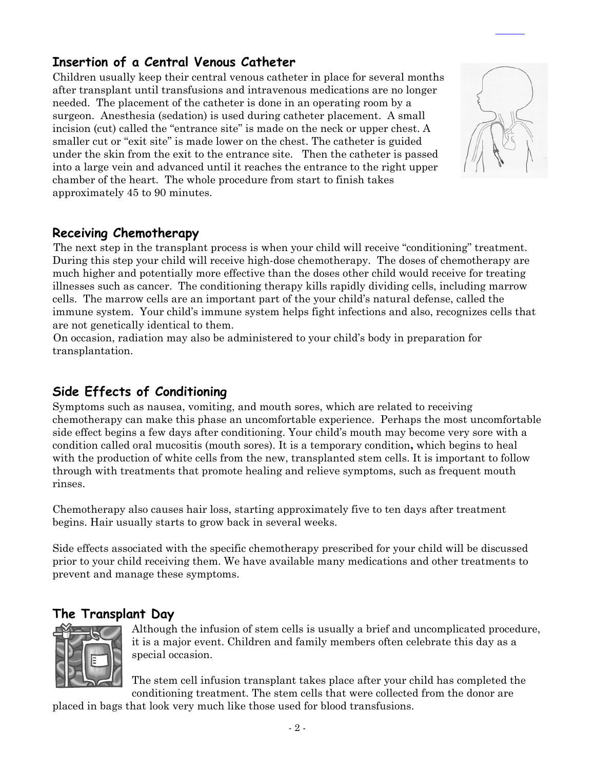## Insertion of a Central Venous Catheter

Children usually keep their central venous catheter in place for several months after transplant until transfusions and intravenous medications are no longer needed. The placement of the catheter is done in an operating room by a surgeon. Anesthesia (sedation) is used during catheter placement. A small incision (cut) called the "entrance site" is made on the neck or upper chest. A smaller cut or "exit site" is made lower on the chest. The catheter is guided under the skin from the exit to the entrance site. Then the catheter is passed into a large vein and advanced until it reaches the entrance to the right upper chamber of the heart. The whole procedure from start to finish takes approximately 45 to 90 minutes.

## Receiving Chemotherapy

The next step in the transplant process is when your child will receive "conditioning" treatment. During this step your child will receive high-dose chemotherapy. The doses of chemotherapy are much higher and potentially more effective than the doses other child would receive for treating illnesses such as cancer. The conditioning therapy kills rapidly dividing cells, including marrow cells. The marrow cells are an important part of the your child's natural defense, called the immune system. Your child's immune system helps fight infections and also, recognizes cells that are not genetically identical to them.

On occasion, radiation may also be administered to your child's body in preparation for transplantation.

## Side Effects of Conditioning

Symptoms such as nausea, vomiting, and mouth sores, which are related to receiving chemotherapy can make this phase an uncomfortable experience. Perhaps the most uncomfortable side effect begins a few days after conditioning. Your child's mouth may become very sore with a condition called oral mucositis (mouth sores). It is a temporary condition**,** which begins to heal with the production of white cells from the new, transplanted stem cells. It is important to follow through with treatments that promote healing and relieve symptoms, such as frequent mouth rinses.

Chemotherapy also causes hair loss, starting approximately five to ten days after treatment begins. Hair usually starts to grow back in several weeks.

Side effects associated with the specific chemotherapy prescribed for your child will be discussed prior to your child receiving them. We have available many medications and other treatments to prevent and manage these symptoms.

## The Transplant Day

Although the infusion of stem cells is usually a brief and uncomplicated procedure, it is a major event. Children and family members often celebrate this day as a special occasion.

The stem cell infusion transplant takes place after your child has completed the conditioning treatment. The stem cells that were collected from the donor are placed in bags that look very much like those used for blood transfusions.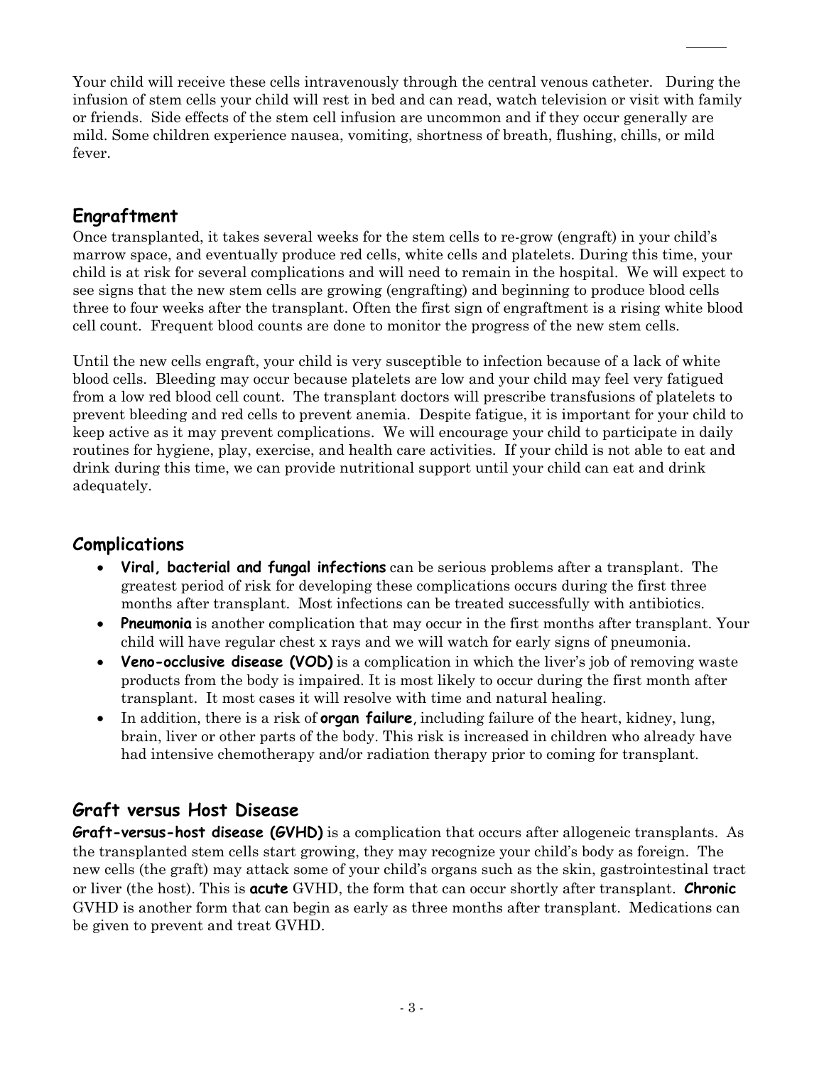Your child will receive these cells intravenously through the central venous catheter. During the infusion of stem cells your child will rest in bed and can read, watch television or visit with family or friends. Side effects of the stem cell infusion are uncommon and if they occur generally are mild. Some children experience nausea, vomiting, shortness of breath, flushing, chills, or mild fever.

## Engraftment

Once transplanted, it takes several weeks for the stem cells to re-grow (engraft) in your child's marrow space, and eventually produce red cells, white cells and platelets. During this time, your child is at risk for several complications and will need to remain in the hospital. We will expect to see signs that the new stem cells are growing (engrafting) and beginning to produce blood cells three to four weeks after the transplant. Often the first sign of engraftment is a rising white blood cell count. Frequent blood counts are done to monitor the progress of the new stem cells.

Until the new cells engraft, your child is very susceptible to infection because of a lack of white blood cells. Bleeding may occur because platelets are low and your child may feel very fatigued from a low red blood cell count. The transplant doctors will prescribe transfusions of platelets to prevent bleeding and red cells to prevent anemia. Despite fatigue, it is important for your child to keep active as it may prevent complications. We will encourage your child to participate in daily routines for hygiene, play, exercise, and health care activities. If your child is not able to eat and drink during this time, we can provide nutritional support until your child can eat and drink adequately.

## Complications

- **Viral, bacterial and fungal infections** can be serious problems after a transplant. The greatest period of risk for developing these complications occurs during the first three months after transplant. Most infections can be treated successfully with antibiotics.
- **Pneumonia** is another complication that may occur in the first months after transplant. Your child will have regular chest x rays and we will watch for early signs of pneumonia.
- **Veno-occlusive disease (VOD)** is a complication in which the liver's job of removing waste products from the body is impaired. It is most likely to occur during the first month after transplant. It most cases it will resolve with time and natural healing.
- In addition, there is a risk of **organ failure**, including failure of the heart, kidney, lung, brain, liver or other parts of the body. This risk is increased in children who already have had intensive chemotherapy and/or radiation therapy prior to coming for transplant.

## Graft versus Host Disease

**Graft-versus-host disease (GVHD)** is a complication that occurs after allogeneic transplants. As the transplanted stem cells start growing, they may recognize your child's body as foreign. The new cells (the graft) may attack some of your child's organs such as the skin, gastrointestinal tract or liver (the host). This is **acute** GVHD, the form that can occur shortly after transplant. **Chronic** GVHD is another form that can begin as early as three months after transplant. Medications can be given to prevent and treat GVHD.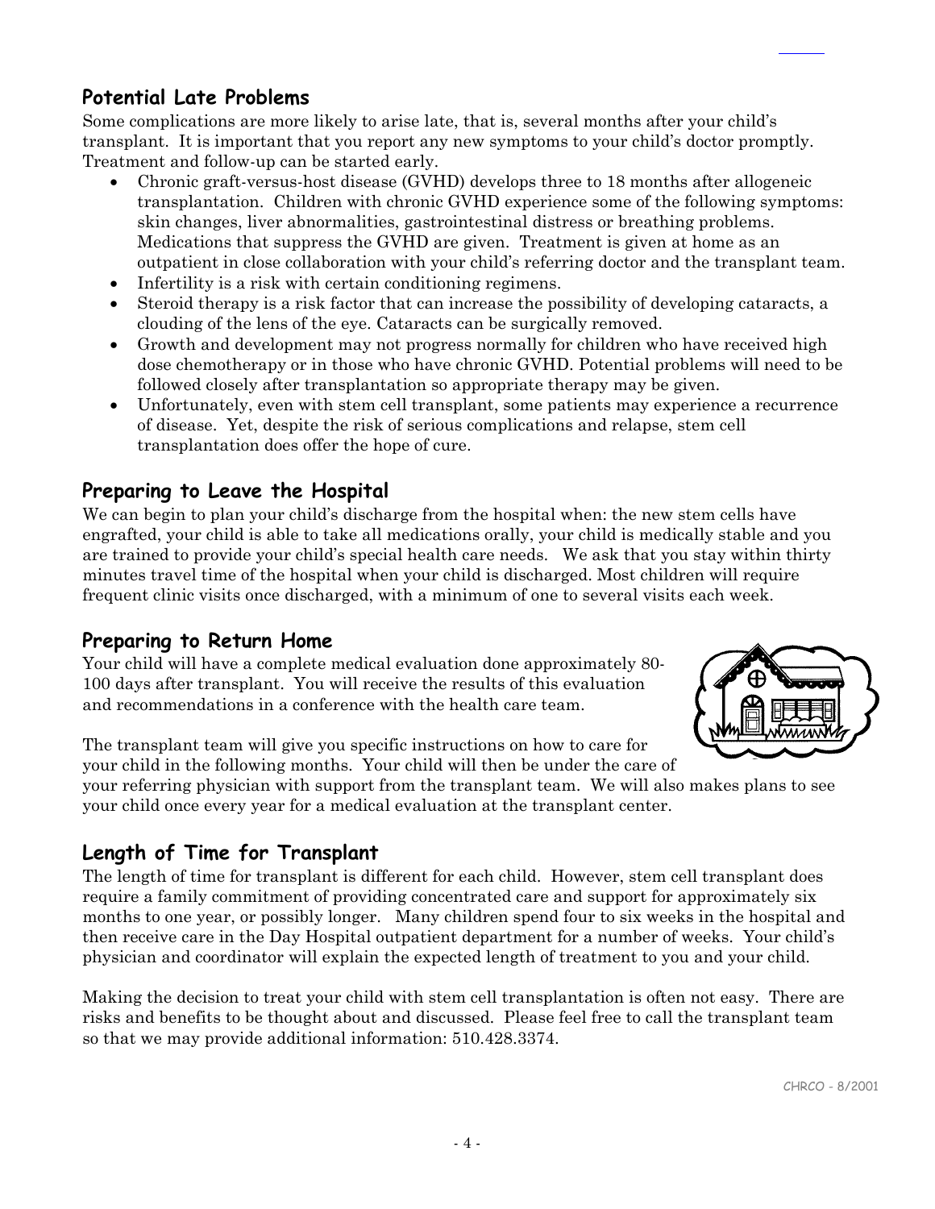## Potential Late Problems

Some complications are more likely to arise late, that is, several months after your child's transplant. It is important that you report any new symptoms to your child's doctor promptly. Treatment and follow-up can be started early.

- Chronic graft-versus-host disease (GVHD) develops three to 18 months after allogeneic transplantation. Children with chronic GVHD experience some of the following symptoms: skin changes, liver abnormalities, gastrointestinal distress or breathing problems. Medications that suppress the GVHD are given. Treatment is given at home as an outpatient in close collaboration with your child's referring doctor and the transplant team.
- Infertility is a risk with certain conditioning regimens.
- Steroid therapy is a risk factor that can increase the possibility of developing cataracts, a clouding of the lens of the eye. Cataracts can be surgically removed.
- Growth and development may not progress normally for children who have received high dose chemotherapy or in those who have chronic GVHD. Potential problems will need to be followed closely after transplantation so appropriate therapy may be given.
- Unfortunately, even with stem cell transplant, some patients may experience a recurrence of disease. Yet, despite the risk of serious complications and relapse, stem cell transplantation does offer the hope of cure.

## Preparing to Leave the Hospital

We can begin to plan your child's discharge from the hospital when: the new stem cells have engrafted, your child is able to take all medications orally, your child is medically stable and you are trained to provide your child's special health care needs. We ask that you stay within thirty minutes travel time of the hospital when your child is discharged. Most children will require frequent clinic visits once discharged, with a minimum of one to several visits each week.

## Preparing to Return Home

Your child will have a complete medical evaluation done approximately 80-100 days after transplant. You will receive the results of this evaluation and recommendations in a conference with the health care team.

The transplant team will give you specific instructions on how to care for your child in the following months. Your child will then be under the care of your referring physician with support from the transplant team. We will also makes plans to see your child once every year for a medical evaluation at the transplant center.

## Length of Time for Transplant

The length of time for transplant is different for each child. However, stem cell transplant does require a family commitment of providing concentrated care and support for approximately six months to one year, or possibly longer. Many children spend four to six weeks in the hospital and then receive care in the Day Hospital outpatient department for a number of weeks. Your child's physician and coordinator will explain the expected length of treatment to you and your child.

Making the decision to treat your child with stem cell transplantation is often not easy. There are risks and benefits to be thought about and discussed. Please feel free to call the transplant team so that we may provide additional information: 510.428.3374.

CHRCO - 8/2001